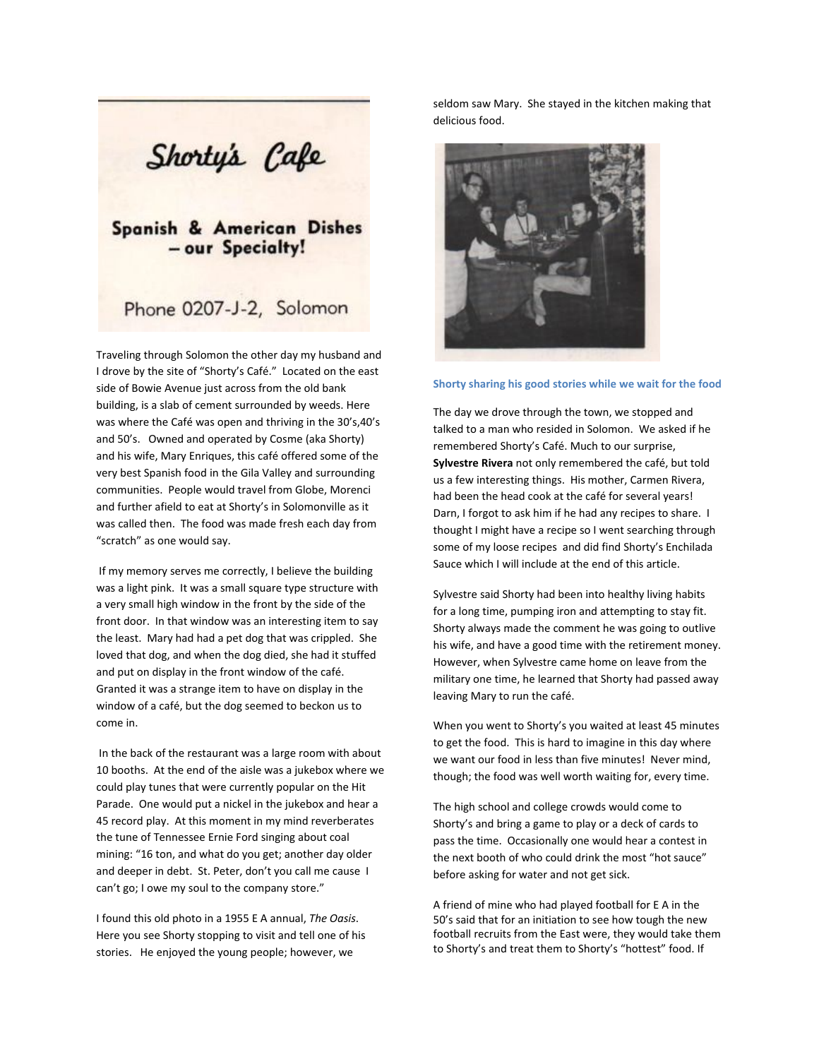Shorty's Cafe

Spanish & American Dishes – our Specialty!

Phone 0207-J-2, Solomon

Traveling through Solomon the other day my husband and I drove by the site of "Shorty's Café." Located on the east side of Bowie Avenue just across from the old bank building, is a slab of cement surrounded by weeds. Here was where the Café was open and thriving in the 30's,40's and 50's. Owned and operated by Cosme (aka Shorty) and his wife, Mary Enriques, this café offered some of the very best Spanish food in the Gila Valley and surrounding communities. People would travel from Globe, Morenci and further afield to eat at Shorty's in Solomonville as it was called then. The food was made fresh each day from "scratch" as one would say.

If my memory serves me correctly, I believe the building was a light pink. It was a small square type structure with a very small high window in the front by the side of the front door. In that window was an interesting item to say the least. Mary had had a pet dog that was crippled. She loved that dog, and when the dog died, she had it stuffed and put on display in the front window of the café. Granted it was a strange item to have on display in the window of a café, but the dog seemed to beckon us to come in.

In the back of the restaurant was a large room with about 10 booths. At the end of the aisle was a jukebox where we could play tunes that were currently popular on the Hit Parade. One would put a nickel in the jukebox and hear a 45 record play. At this moment in my mind reverberates the tune of Tennessee Ernie Ford singing about coal mining: "16 ton, and what do you get; another day older and deeper in debt. St. Peter, don't you call me cause I can't go; I owe my soul to the company store."

I found this old photo in a 1955 E A annual, *The Oasis*. Here you see Shorty stopping to visit and tell one of his stories. He enjoyed the young people; however, we seldom saw Mary. She stayed in the kitchen making that delicious food.

**Shorty sharing his good stories while we wait for the food**

The day we drove through the town, we stopped and talked to a man who resided in Solomon. We asked if he remembered Shorty's Café. Much to our surprise, **Sylvestre Rivera** not only remembered the café, but told us a few interesting things. His mother, Carmen Rivera, had been the head cook at the café for several years! Darn, I forgot to ask him if he had any recipes to share. I thought I might have a recipe so I went searching through some of my loose recipes and did find Shorty's Enchilada Sauce which I will include at the end of this article.

Sylvestre said Shorty had been into healthy living habits for a long time, pumping iron and attempting to stay fit. Shorty always made the comment he was going to outlive his wife, and have a good time with the retirement money. However, when Sylvestre came home on leave from the military one time, he learned that Shorty had passed away leaving Mary to run the café.

When you went to Shorty's you waited at least 45 minutes to get the food. This is hard to imagine in this day where we want our food in less than five minutes! Never mind, though; the food was well worth waiting for, every time.

The high school and college crowds would come to Shorty's and bring a game to play or a deck of cards to pass the time. Occasionally one would hear a contest in the next booth of who could drink the most "hot sauce" before asking for water and not get sick.

A friend of mine who had played football for E A in the 50's said that for an initiation to see how tough the new football recruits from the East were, they would take them to Shorty's and treat them to Shorty's "hottest" food. If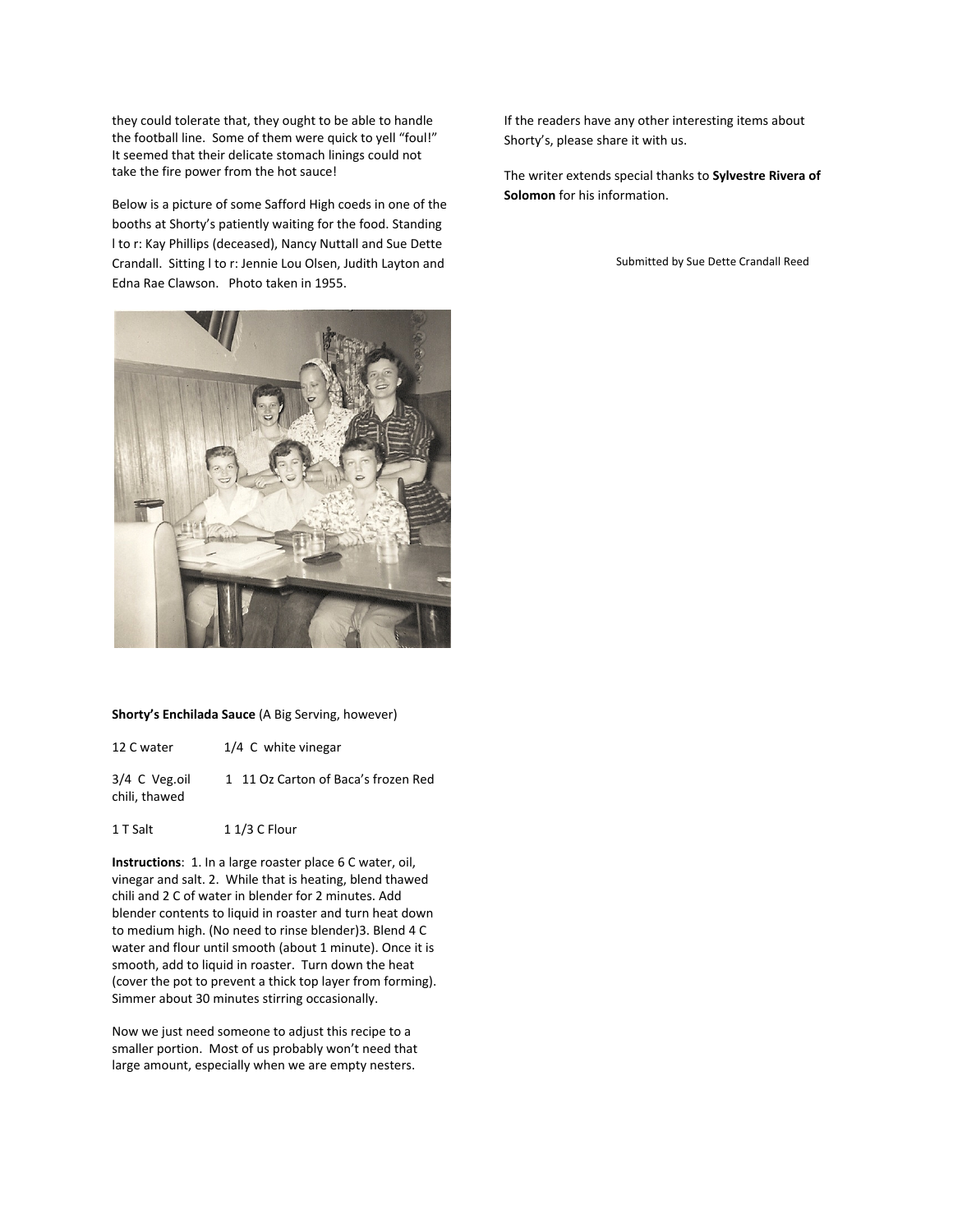they could tolerate that, they ought to be able to handle the football line. Some of them were quick to yell "foul!" It seemed that their delicate stomach linings could not take the fire power from the hot sauce!

Below is a picture of some Safford High coeds in one of the booths at Shorty's patiently waiting for the food. Standing l to r: Kay Phillips (deceased), Nancy Nuttall and Sue Dette Crandall. Sitting l to r: Jennie Lou Olsen, Judith Layton and Edna Rae Clawson. Photo taken in 1955.

**Shorty's Enchilada Sauce** (A Big Serving, however)

| | |
|---|---|
| 12 C water | 1/4 C white vinegar |
| 3/4 C Veg.oil | 1 11 Oz Carton of Baca's frozen Red chili, thawed |
| 1 T Salt | 1 1/3 C Flour |

**Instructions**: 1. In a large roaster place 6 C water, oil, vinegar and salt. 2. While that is heating, blend thawed chili and 2 C of water in blender for 2 minutes. Add blender contents to liquid in roaster and turn heat down to medium high. (No need to rinse blender)3. Blend 4 C water and flour until smooth (about 1 minute). Once it is smooth, add to liquid in roaster. Turn down the heat (cover the pot to prevent a thick top layer from forming). Simmer about 30 minutes stirring occasionally.

Now we just need someone to adjust this recipe to a smaller portion. Most of us probably won't need that large amount, especially when we are empty nesters.

If the readers have any other interesting items about Shorty's, please share it with us.

The writer extends special thanks to **Sylvestre Rivera of Solomon** for his information.

Submitted by Sue Dette Crandall Reed